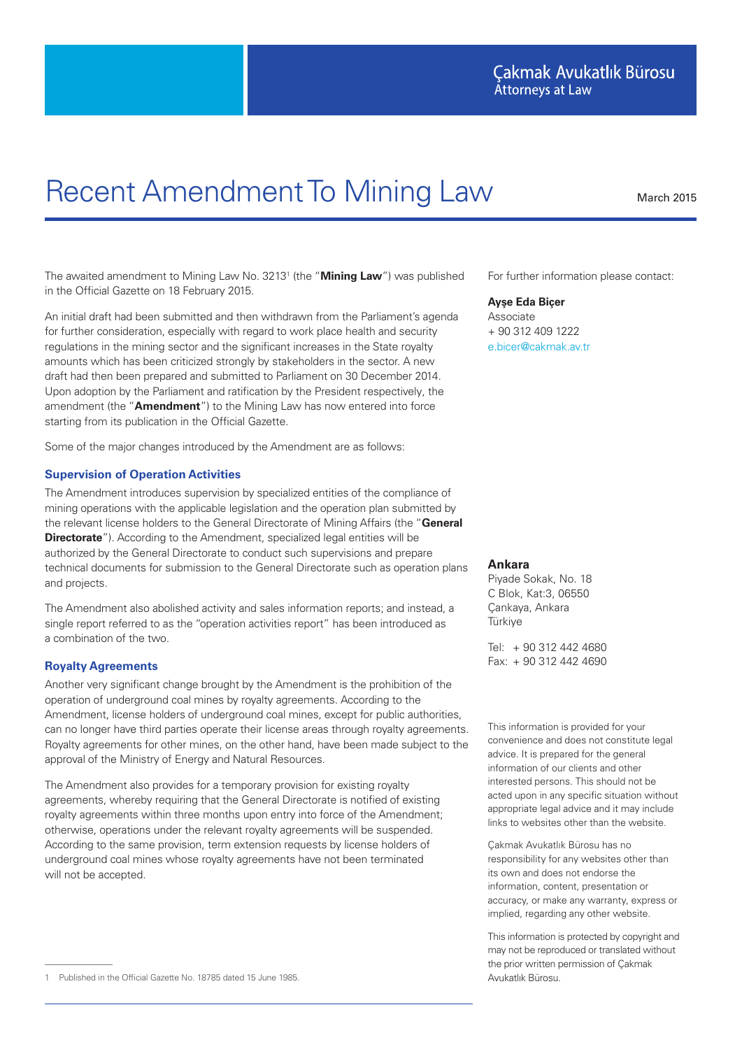Çakmak Avukatlık Bürosu
Attorneys at Law

# Recent Amendment To Mining Law

March 2015

The awaited amendment to Mining Law No. 3213[1] (the "**Mining Law**") was published in the Official Gazette on 18 February 2015.

An initial draft had been submitted and then withdrawn from the Parliament's agenda for further consideration, especially with regard to work place health and security regulations in the mining sector and the significant increases in the State royalty amounts which has been criticized strongly by stakeholders in the sector. A new draft had then been prepared and submitted to Parliament on 30 December 2014. Upon adoption by the Parliament and ratification by the President respectively, the amendment (the "**Amendment**") to the Mining Law has now entered into force starting from its publication in the Official Gazette.

Some of the major changes introduced by the Amendment are as follows:

### Supervision of Operation Activities

The Amendment introduces supervision by specialized entities of the compliance of mining operations with the applicable legislation and the operation plan submitted by the relevant license holders to the General Directorate of Mining Affairs (the "**General Directorate**"). According to the Amendment, specialized legal entities will be authorized by the General Directorate to conduct such supervisions and prepare technical documents for submission to the General Directorate such as operation plans and projects.

The Amendment also abolished activity and sales information reports; and instead, a single report referred to as the "operation activities report" has been introduced as a combination of the two.

### Royalty Agreements

Another very significant change brought by the Amendment is the prohibition of the operation of underground coal mines by royalty agreements. According to the Amendment, license holders of underground coal mines, except for public authorities, can no longer have third parties operate their license areas through royalty agreements. Royalty agreements for other mines, on the other hand, have been made subject to the approval of the Ministry of Energy and Natural Resources.

The Amendment also provides for a temporary provision for existing royalty agreements, whereby requiring that the General Directorate is notified of existing royalty agreements within three months upon entry into force of the Amendment; otherwise, operations under the relevant royalty agreements will be suspended. According to the same provision, term extension requests by license holders of underground coal mines whose royalty agreements have not been terminated will not be accepted.

[1] Published in the Official Gazette No. 18785 dated 15 June 1985.

For further information please contact:

**Ayşe Eda Biçer**
Associate
+ 90 312 409 1222
e.bicer@cakmak.av.tr

**Ankara**
Piyade Sokak, No. 18
C Blok, Kat:3, 06550
Çankaya, Ankara
Türkiye

Tel: + 90 312 442 4680
Fax: + 90 312 442 4690

This information is provided for your convenience and does not constitute legal advice. It is prepared for the general information of our clients and other interested persons. This should not be acted upon in any specific situation without appropriate legal advice and it may include links to websites other than the website.

Çakmak Avukatlık Bürosu has no responsibility for any websites other than its own and does not endorse the information, content, presentation or accuracy, or make any warranty, express or implied, regarding any other website.

This information is protected by copyright and may not be reproduced or translated without the prior written permission of Çakmak Avukatlık Bürosu.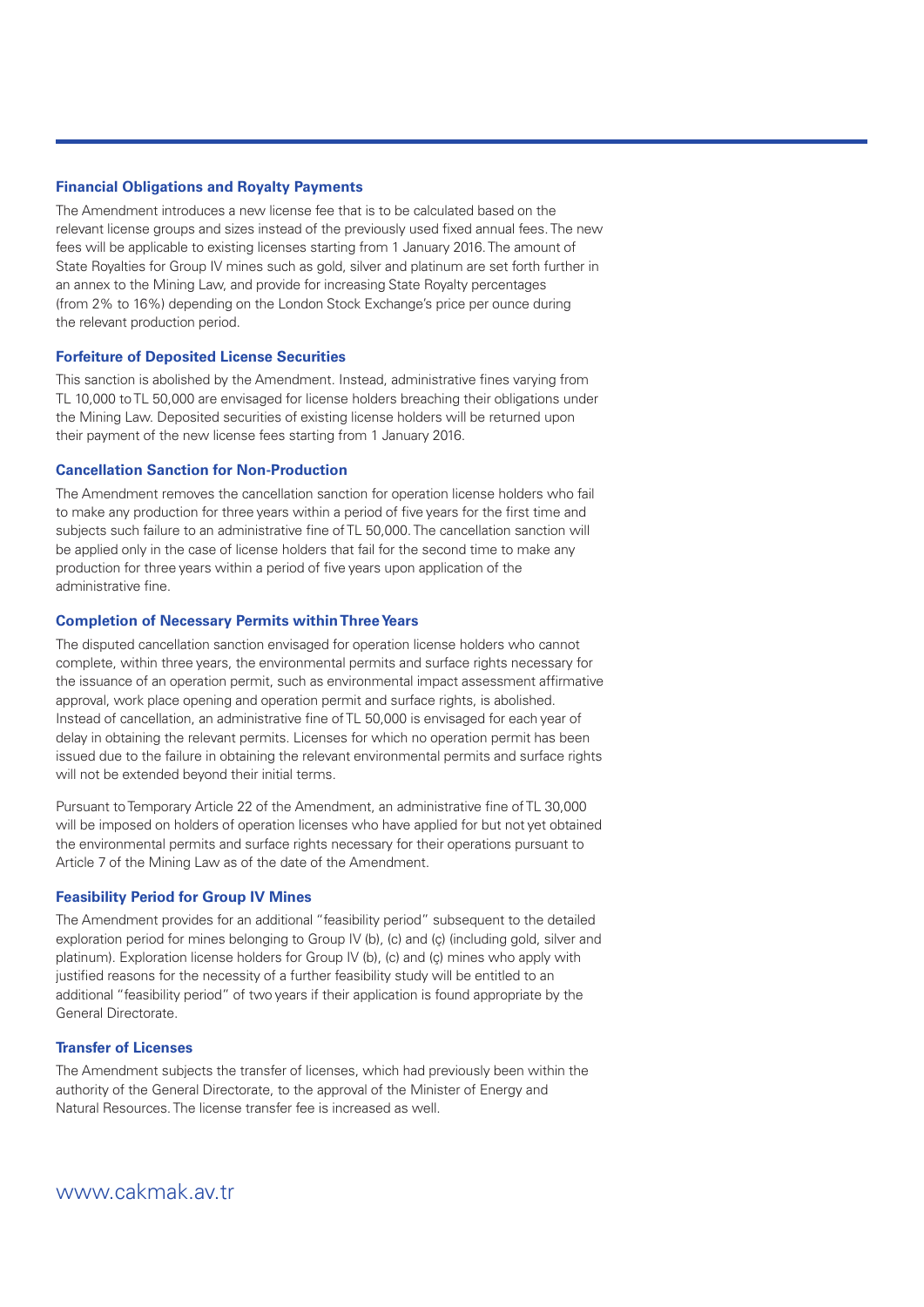### Financial Obligations and Royalty Payments

The Amendment introduces a new license fee that is to be calculated based on the relevant license groups and sizes instead of the previously used fixed annual fees. The new fees will be applicable to existing licenses starting from 1 January 2016. The amount of State Royalties for Group IV mines such as gold, silver and platinum are set forth further in an annex to the Mining Law, and provide for increasing State Royalty percentages (from 2% to 16%) depending on the London Stock Exchange's price per ounce during the relevant production period.

### Forfeiture of Deposited License Securities

This sanction is abolished by the Amendment. Instead, administrative fines varying from TL 10,000 to TL 50,000 are envisaged for license holders breaching their obligations under the Mining Law. Deposited securities of existing license holders will be returned upon their payment of the new license fees starting from 1 January 2016.

### Cancellation Sanction for Non-Production

The Amendment removes the cancellation sanction for operation license holders who fail to make any production for three years within a period of five years for the first time and subjects such failure to an administrative fine of TL 50,000. The cancellation sanction will be applied only in the case of license holders that fail for the second time to make any production for three years within a period of five years upon application of the administrative fine.

### Completion of Necessary Permits within Three Years

The disputed cancellation sanction envisaged for operation license holders who cannot complete, within three years, the environmental permits and surface rights necessary for the issuance of an operation permit, such as environmental impact assessment affirmative approval, work place opening and operation permit and surface rights, is abolished. Instead of cancellation, an administrative fine of TL 50,000 is envisaged for each year of delay in obtaining the relevant permits. Licenses for which no operation permit has been issued due to the failure in obtaining the relevant environmental permits and surface rights will not be extended beyond their initial terms.

Pursuant to Temporary Article 22 of the Amendment, an administrative fine of TL 30,000 will be imposed on holders of operation licenses who have applied for but not yet obtained the environmental permits and surface rights necessary for their operations pursuant to Article 7 of the Mining Law as of the date of the Amendment.

### Feasibility Period for Group IV Mines

The Amendment provides for an additional "feasibility period" subsequent to the detailed exploration period for mines belonging to Group IV (b), (c) and (ç) (including gold, silver and platinum). Exploration license holders for Group IV (b), (c) and (ç) mines who apply with justified reasons for the necessity of a further feasibility study will be entitled to an additional "feasibility period" of two years if their application is found appropriate by the General Directorate.

### Transfer of Licenses

The Amendment subjects the transfer of licenses, which had previously been within the authority of the General Directorate, to the approval of the Minister of Energy and Natural Resources. The license transfer fee is increased as well.

www.cakmak.av.tr